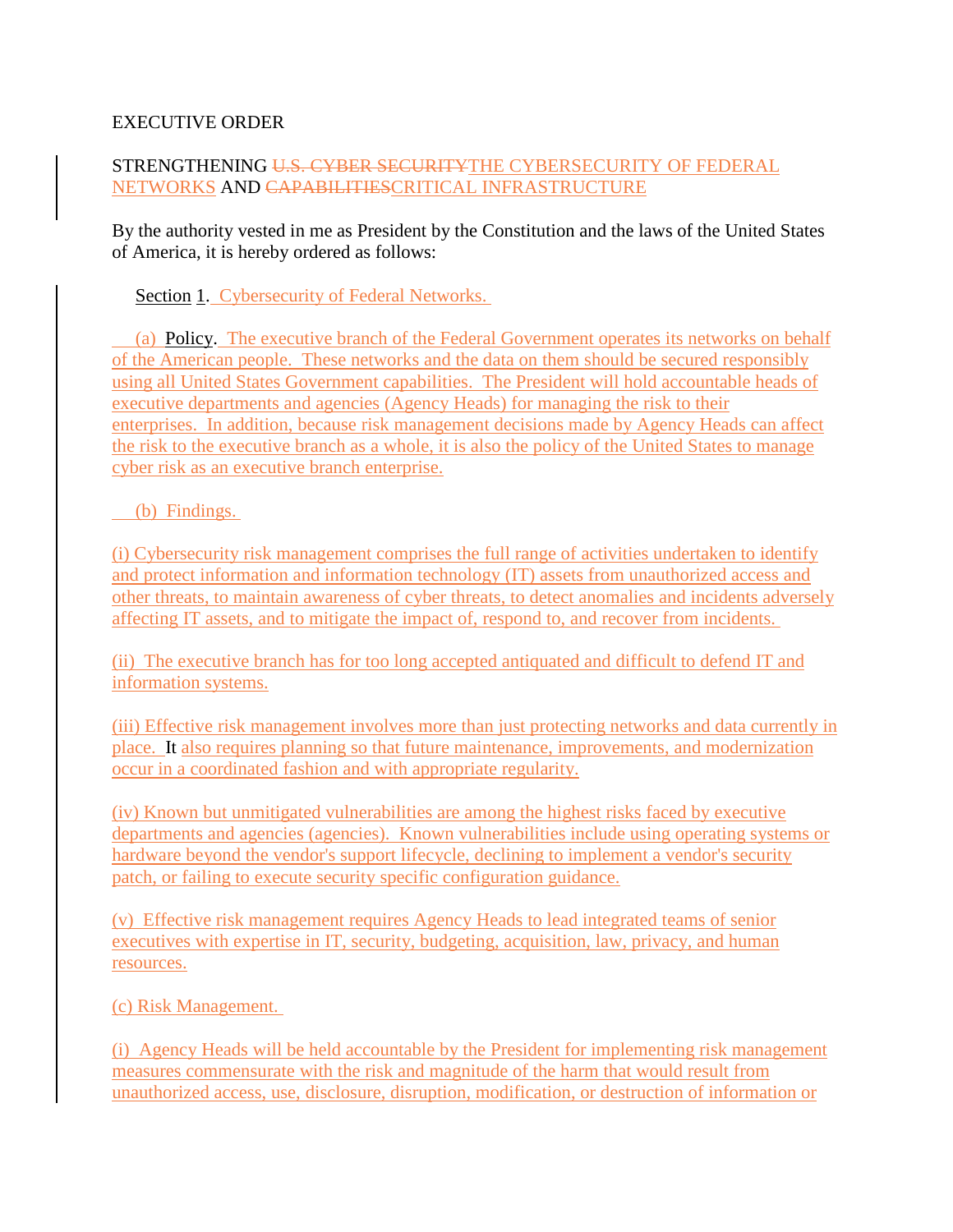EXECUTIVE ORDER

STRENGTHENING ~~U.S. CYBER SECURITY~~THE CYBERSECURITY OF FEDERAL NETWORKS AND ~~CAPABILITIES~~CRITICAL INFRASTRUCTURE

By the authority vested in me as President by the Constitution and the laws of the United States of America, it is hereby ordered as follows:

Section 1. Cybersecurity of Federal Networks.

(a) Policy. The executive branch of the Federal Government operates its networks on behalf of the American people. These networks and the data on them should be secured responsibly using all United States Government capabilities. The President will hold accountable heads of executive departments and agencies (Agency Heads) for managing the risk to their enterprises. In addition, because risk management decisions made by Agency Heads can affect the risk to the executive branch as a whole, it is also the policy of the United States to manage cyber risk as an executive branch enterprise.

(b) Findings.

(i) Cybersecurity risk management comprises the full range of activities undertaken to identify and protect information and information technology (IT) assets from unauthorized access and other threats, to maintain awareness of cyber threats, to detect anomalies and incidents adversely affecting IT assets, and to mitigate the impact of, respond to, and recover from incidents.

(ii) The executive branch has for too long accepted antiquated and difficult to defend IT and information systems.

(iii) Effective risk management involves more than just protecting networks and data currently in place. It also requires planning so that future maintenance, improvements, and modernization occur in a coordinated fashion and with appropriate regularity.

(iv) Known but unmitigated vulnerabilities are among the highest risks faced by executive departments and agencies (agencies). Known vulnerabilities include using operating systems or hardware beyond the vendor's support lifecycle, declining to implement a vendor's security patch, or failing to execute security specific configuration guidance.

(v) Effective risk management requires Agency Heads to lead integrated teams of senior executives with expertise in IT, security, budgeting, acquisition, law, privacy, and human resources.

(c) Risk Management.

(i) Agency Heads will be held accountable by the President for implementing risk management measures commensurate with the risk and magnitude of the harm that would result from unauthorized access, use, disclosure, disruption, modification, or destruction of information or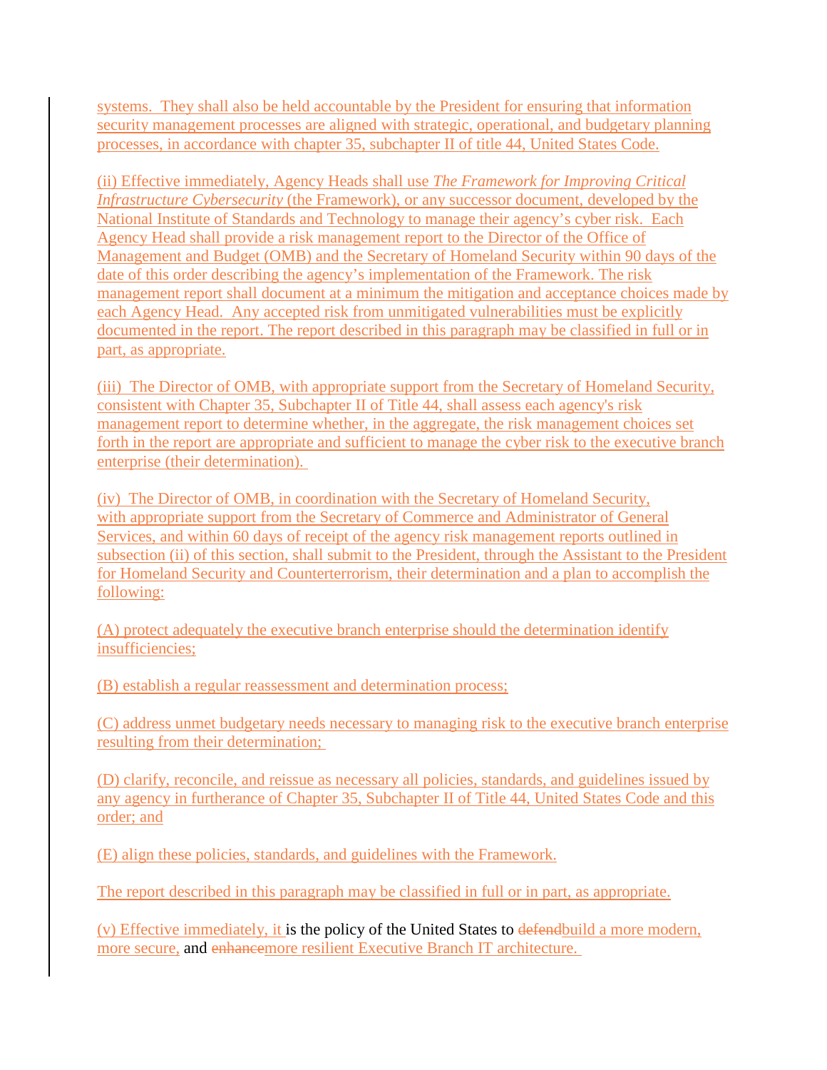systems. They shall also be held accountable by the President for ensuring that information security management processes are aligned with strategic, operational, and budgetary planning processes, in accordance with chapter 35, subchapter II of title 44, United States Code.

(ii) Effective immediately, Agency Heads shall use *The Framework for Improving Critical Infrastructure Cybersecurity* (the Framework), or any successor document, developed by the National Institute of Standards and Technology to manage their agency's cyber risk. Each Agency Head shall provide a risk management report to the Director of the Office of Management and Budget (OMB) and the Secretary of Homeland Security within 90 days of the date of this order describing the agency's implementation of the Framework. The risk management report shall document at a minimum the mitigation and acceptance choices made by each Agency Head. Any accepted risk from unmitigated vulnerabilities must be explicitly documented in the report. The report described in this paragraph may be classified in full or in part, as appropriate.

(iii) The Director of OMB, with appropriate support from the Secretary of Homeland Security, consistent with Chapter 35, Subchapter II of Title 44, shall assess each agency's risk management report to determine whether, in the aggregate, the risk management choices set forth in the report are appropriate and sufficient to manage the cyber risk to the executive branch enterprise (their determination).

(iv) The Director of OMB, in coordination with the Secretary of Homeland Security, with appropriate support from the Secretary of Commerce and Administrator of General Services, and within 60 days of receipt of the agency risk management reports outlined in subsection (ii) of this section, shall submit to the President, through the Assistant to the President for Homeland Security and Counterterrorism, their determination and a plan to accomplish the following:

(A) protect adequately the executive branch enterprise should the determination identify insufficiencies;

(B) establish a regular reassessment and determination process;

(C) address unmet budgetary needs necessary to managing risk to the executive branch enterprise resulting from their determination;

(D) clarify, reconcile, and reissue as necessary all policies, standards, and guidelines issued by any agency in furtherance of Chapter 35, Subchapter II of Title 44, United States Code and this order; and

(E) align these policies, standards, and guidelines with the Framework.

The report described in this paragraph may be classified in full or in part, as appropriate.

(v) Effective immediately, it is the policy of the United States to ~~defend~~build a more modern, more secure, and ~~enhance~~more resilient Executive Branch IT architecture.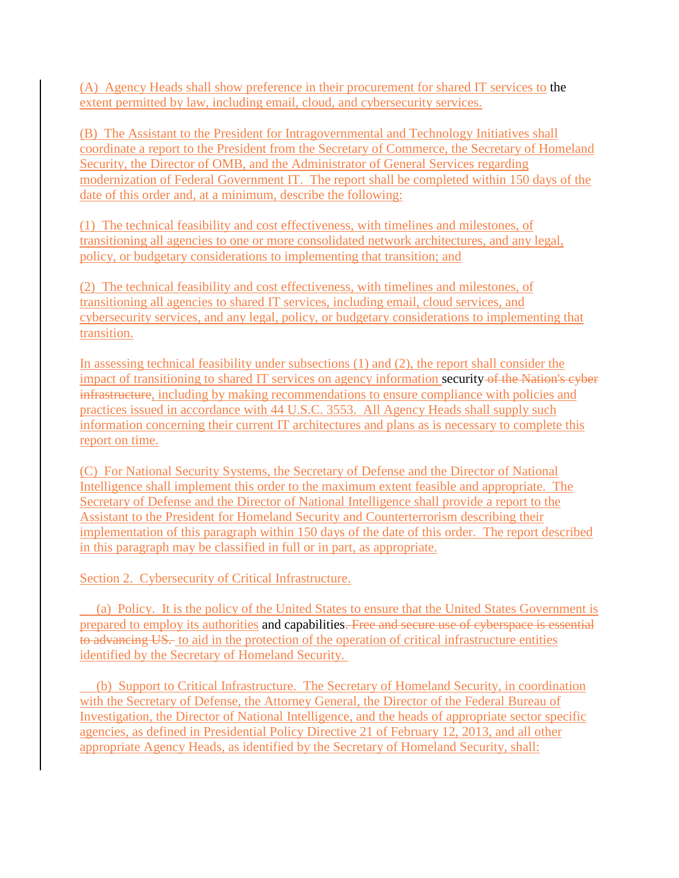(A) Agency Heads shall show preference in their procurement for shared IT services to the extent permitted by law, including email, cloud, and cybersecurity services.

(B) The Assistant to the President for Intragovernmental and Technology Initiatives shall coordinate a report to the President from the Secretary of Commerce, the Secretary of Homeland Security, the Director of OMB, and the Administrator of General Services regarding modernization of Federal Government IT. The report shall be completed within 150 days of the date of this order and, at a minimum, describe the following:

(1) The technical feasibility and cost effectiveness, with timelines and milestones, of transitioning all agencies to one or more consolidated network architectures, and any legal, policy, or budgetary considerations to implementing that transition; and

(2) The technical feasibility and cost effectiveness, with timelines and milestones, of transitioning all agencies to shared IT services, including email, cloud services, and cybersecurity services, and any legal, policy, or budgetary considerations to implementing that transition.

In assessing technical feasibility under subsections (1) and (2), the report shall consider the impact of transitioning to shared IT services on agency information security ~~of the Nation's cyber infrastructure~~, including by making recommendations to ensure compliance with policies and practices issued in accordance with 44 U.S.C. 3553. All Agency Heads shall supply such information concerning their current IT architectures and plans as is necessary to complete this report on time.

(C) For National Security Systems, the Secretary of Defense and the Director of National Intelligence shall implement this order to the maximum extent feasible and appropriate. The Secretary of Defense and the Director of National Intelligence shall provide a report to the Assistant to the President for Homeland Security and Counterterrorism describing their implementation of this paragraph within 150 days of the date of this order. The report described in this paragraph may be classified in full or in part, as appropriate.

Section 2. Cybersecurity of Critical Infrastructure.

(a) Policy. It is the policy of the United States to ensure that the United States Government is prepared to employ its authorities and capabilities~~. Free and secure use of cyberspace is essential to advancing US.~~ to aid in the protection of the operation of critical infrastructure entities identified by the Secretary of Homeland Security.

(b) Support to Critical Infrastructure. The Secretary of Homeland Security, in coordination with the Secretary of Defense, the Attorney General, the Director of the Federal Bureau of Investigation, the Director of National Intelligence, and the heads of appropriate sector specific agencies, as defined in Presidential Policy Directive 21 of February 12, 2013, and all other appropriate Agency Heads, as identified by the Secretary of Homeland Security, shall: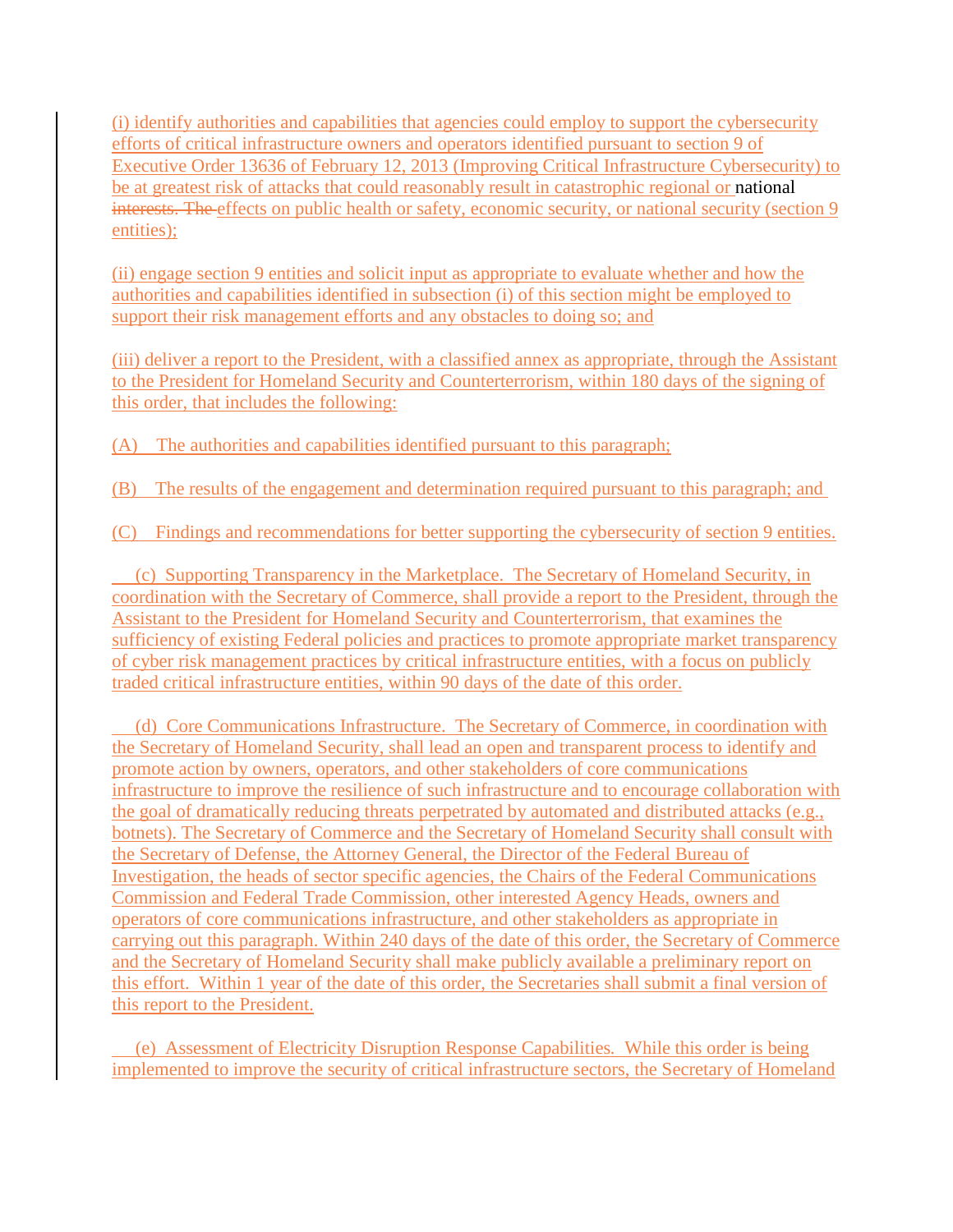(i) identify authorities and capabilities that agencies could employ to support the cybersecurity efforts of critical infrastructure owners and operators identified pursuant to section 9 of Executive Order 13636 of February 12, 2013 (Improving Critical Infrastructure Cybersecurity) to be at greatest risk of attacks that could reasonably result in catastrophic regional or national ~~interests. The~~ effects on public health or safety, economic security, or national security (section 9 entities);

(ii) engage section 9 entities and solicit input as appropriate to evaluate whether and how the authorities and capabilities identified in subsection (i) of this section might be employed to support their risk management efforts and any obstacles to doing so; and

(iii) deliver a report to the President, with a classified annex as appropriate, through the Assistant to the President for Homeland Security and Counterterrorism, within 180 days of the signing of this order, that includes the following:

(A) The authorities and capabilities identified pursuant to this paragraph;

(B) The results of the engagement and determination required pursuant to this paragraph; and

(C) Findings and recommendations for better supporting the cybersecurity of section 9 entities.

(c) Supporting Transparency in the Marketplace. The Secretary of Homeland Security, in coordination with the Secretary of Commerce, shall provide a report to the President, through the Assistant to the President for Homeland Security and Counterterrorism, that examines the sufficiency of existing Federal policies and practices to promote appropriate market transparency of cyber risk management practices by critical infrastructure entities, with a focus on publicly traded critical infrastructure entities, within 90 days of the date of this order.

(d) Core Communications Infrastructure. The Secretary of Commerce, in coordination with the Secretary of Homeland Security, shall lead an open and transparent process to identify and promote action by owners, operators, and other stakeholders of core communications infrastructure to improve the resilience of such infrastructure and to encourage collaboration with the goal of dramatically reducing threats perpetrated by automated and distributed attacks (e.g., botnets). The Secretary of Commerce and the Secretary of Homeland Security shall consult with the Secretary of Defense, the Attorney General, the Director of the Federal Bureau of Investigation, the heads of sector specific agencies, the Chairs of the Federal Communications Commission and Federal Trade Commission, other interested Agency Heads, owners and operators of core communications infrastructure, and other stakeholders as appropriate in carrying out this paragraph. Within 240 days of the date of this order, the Secretary of Commerce and the Secretary of Homeland Security shall make publicly available a preliminary report on this effort. Within 1 year of the date of this order, the Secretaries shall submit a final version of this report to the President.

(e) Assessment of Electricity Disruption Response Capabilities. While this order is being implemented to improve the security of critical infrastructure sectors, the Secretary of Homeland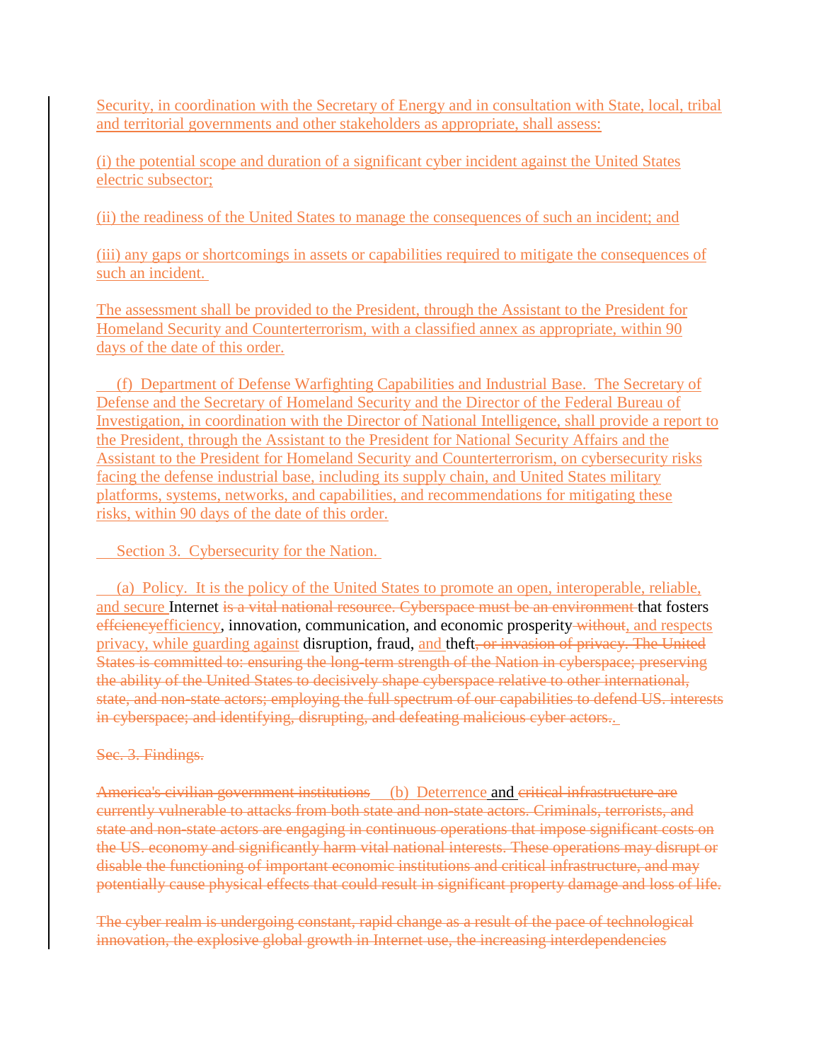Security, in coordination with the Secretary of Energy and in consultation with State, local, tribal and territorial governments and other stakeholders as appropriate, shall assess:

(i) the potential scope and duration of a significant cyber incident against the United States electric subsector;

(ii) the readiness of the United States to manage the consequences of such an incident; and

(iii) any gaps or shortcomings in assets or capabilities required to mitigate the consequences of such an incident.

The assessment shall be provided to the President, through the Assistant to the President for Homeland Security and Counterterrorism, with a classified annex as appropriate, within 90 days of the date of this order.

(f) Department of Defense Warfighting Capabilities and Industrial Base. The Secretary of Defense and the Secretary of Homeland Security and the Director of the Federal Bureau of Investigation, in coordination with the Director of National Intelligence, shall provide a report to the President, through the Assistant to the President for National Security Affairs and the Assistant to the President for Homeland Security and Counterterrorism, on cybersecurity risks facing the defense industrial base, including its supply chain, and United States military platforms, systems, networks, and capabilities, and recommendations for mitigating these risks, within 90 days of the date of this order.

Section 3. Cybersecurity for the Nation.

(a) Policy. It is the policy of the United States to promote an open, interoperable, reliable, and secure Internet ~~is a vital national resource. Cyberspace must be an environment~~ that fosters ~~effciency~~efficiency, innovation, communication, and economic prosperity ~~without~~, and respects privacy, while guarding against disruption, fraud, and theft~~, or invasion of privacy. The United States is committed to: ensuring the long-term strength of the Nation in cyberspace; preserving the ability of the United States to decisively shape cyberspace relative to other international, state, and non-state actors; employing the full spectrum of our capabilities to defend US. interests in cyberspace; and identifying, disrupting, and defeating malicious cyber actors.~~.

~~Sec. 3. Findings.~~

~~America's civilian government institutions~~ (b) Deterrence and ~~critical infrastructure are currently vulnerable to attacks from both state and non-state actors. Criminals, terrorists, and state and non-state actors are engaging in continuous operations that impose significant costs on the US. economy and significantly harm vital national interests. These operations may disrupt or disable the functioning of important economic institutions and critical infrastructure, and may potentially cause physical effects that could result in significant property damage and loss of life.~~

~~The cyber realm is undergoing constant, rapid change as a result of the pace of technological innovation, the explosive global growth in Internet use, the increasing interdependencies~~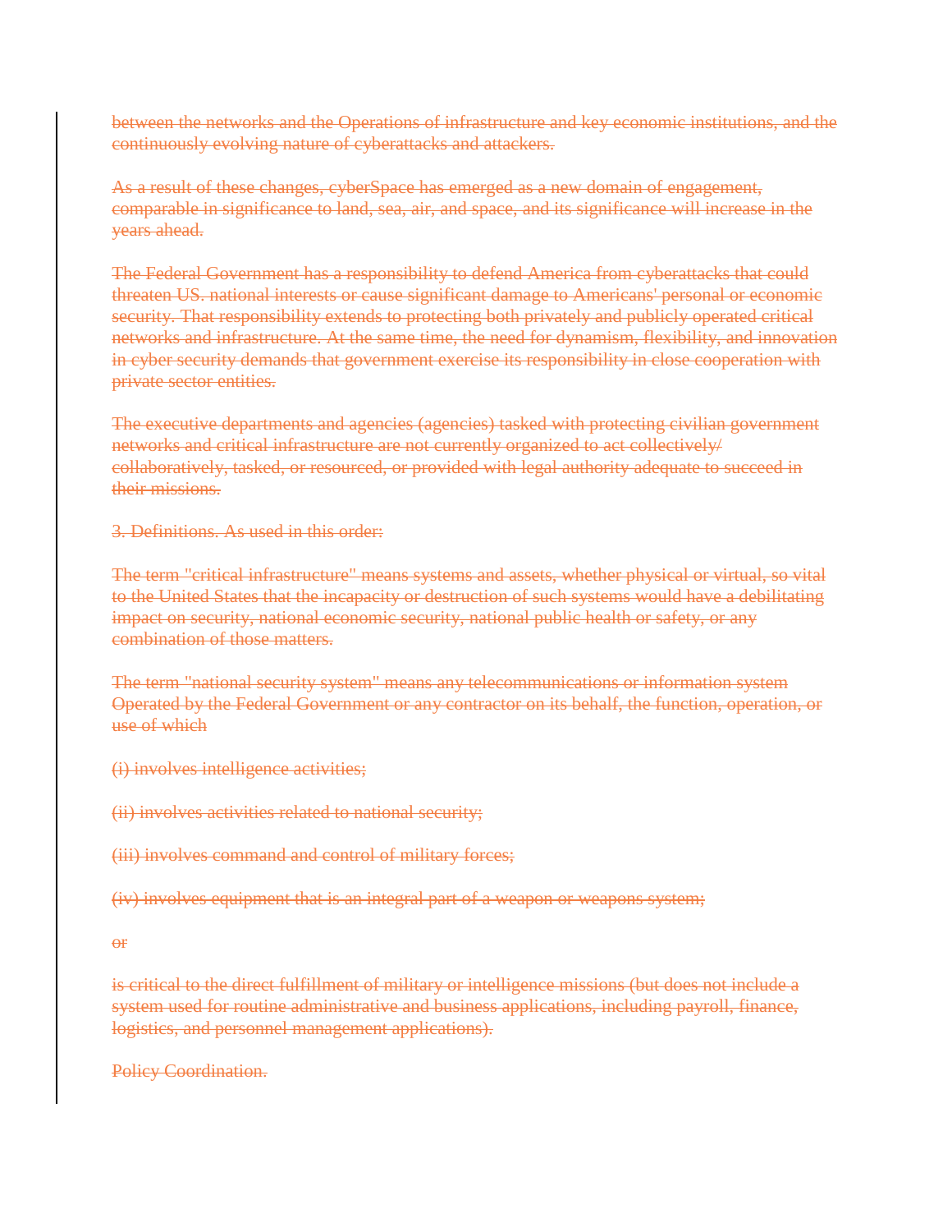~~between the networks and the Operations of infrastructure and key economic institutions, and the continuously evolving nature of cyberattacks and attackers.~~

~~As a result of these changes, cyberSpace has emerged as a new domain of engagement, comparable in significance to land, sea, air, and space, and its significance will increase in the years ahead.~~

~~The Federal Government has a responsibility to defend America from cyberattacks that could threaten US. national interests or cause significant damage to Americans' personal or economic security. That responsibility extends to protecting both privately and publicly operated critical networks and infrastructure. At the same time, the need for dynamism, flexibility, and innovation in cyber security demands that government exercise its responsibility in close cooperation with private sector entities.~~

~~The executive departments and agencies (agencies) tasked with protecting civilian government networks and critical infrastructure are not currently organized to act collectively/ collaboratively, tasked, or resourced, or provided with legal authority adequate to succeed in their missions.~~

~~3. Definitions. As used in this order:~~

~~The term "critical infrastructure" means systems and assets, whether physical or virtual, so vital to the United States that the incapacity or destruction of such systems would have a debilitating impact on security, national economic security, national public health or safety, or any combination of those matters.~~

~~The term "national security system" means any telecommunications or information system Operated by the Federal Government or any contractor on its behalf, the function, operation, or use of which~~

~~(i) involves intelligence activities;~~

~~(ii) involves activities related to national security;~~

~~(iii) involves command and control of military forces;~~

~~(iv) involves equipment that is an integral part of a weapon or weapons system;~~

~~or~~

~~is critical to the direct fulfillment of military or intelligence missions (but does not include a system used for routine administrative and business applications, including payroll, finance, logistics, and personnel management applications).~~

~~Policy Coordination.~~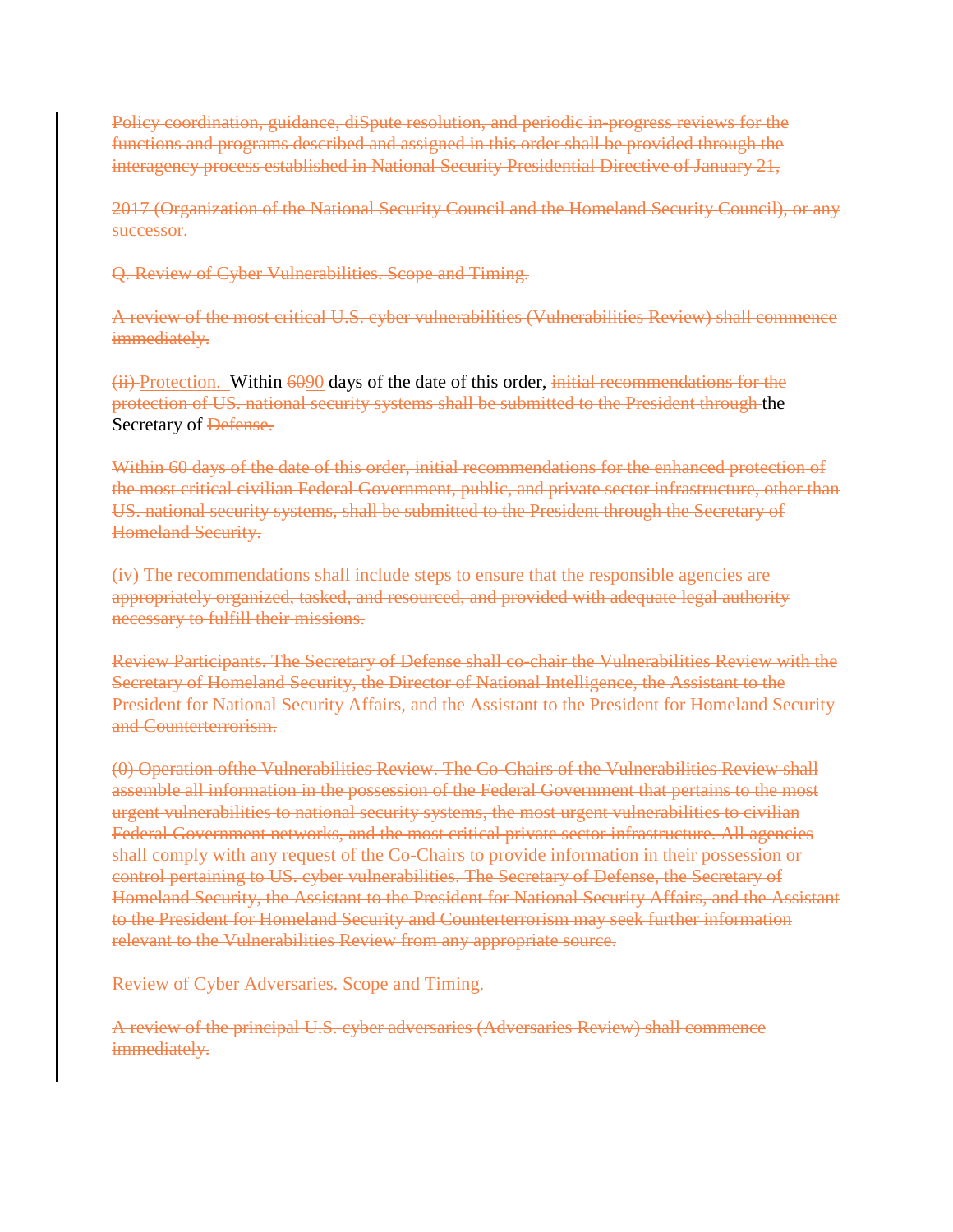~~Policy coordination, guidance, diSpute resolution, and periodic in-progress reviews for the functions and programs described and assigned in this order shall be provided through the interagency process established in National Security Presidential Directive of January 21,~~

~~2017 (Organization of the National Security Council and the Homeland Security Council), or any successor.~~

~~Q. Review of Cyber Vulnerabilities. Scope and Timing.~~

~~A review of the most critical U.S. cyber vulnerabilities (Vulnerabilities Review) shall commence immediately.~~

~~(ii)~~ Protection. Within ~~60~~90 days of the date of this order, ~~initial recommendations for the protection of US. national security systems shall be submitted to the President through~~ the Secretary of ~~Defense.~~

~~Within 60 days of the date of this order, initial recommendations for the enhanced protection of the most critical civilian Federal Government, public, and private sector infrastructure, other than US. national security systems, shall be submitted to the President through the Secretary of Homeland Security.~~

~~(iv) The recommendations shall include steps to ensure that the responsible agencies are appropriately organized, tasked, and resourced, and provided with adequate legal authority necessary to fulfill their missions.~~

~~Review Participants. The Secretary of Defense shall co-chair the Vulnerabilities Review with the Secretary of Homeland Security, the Director of National Intelligence, the Assistant to the President for National Security Affairs, and the Assistant to the President for Homeland Security and Counterterrorism.~~

~~(0) Operation ofthe Vulnerabilities Review. The Co-Chairs of the Vulnerabilities Review shall assemble all information in the possession of the Federal Government that pertains to the most urgent vulnerabilities to national security systems, the most urgent vulnerabilities to civilian Federal Government networks, and the most critical private sector infrastructure. All agencies shall comply with any request of the Co-Chairs to provide information in their possession or control pertaining to US. cyber vulnerabilities. The Secretary of Defense, the Secretary of Homeland Security, the Assistant to the President for National Security Affairs, and the Assistant to the President for Homeland Security and Counterterrorism may seek further information relevant to the Vulnerabilities Review from any appropriate source.~~

~~Review of Cyber Adversaries. Scope and Timing.~~

~~A review of the principal U.S. cyber adversaries (Adversaries Review) shall commence immediately.~~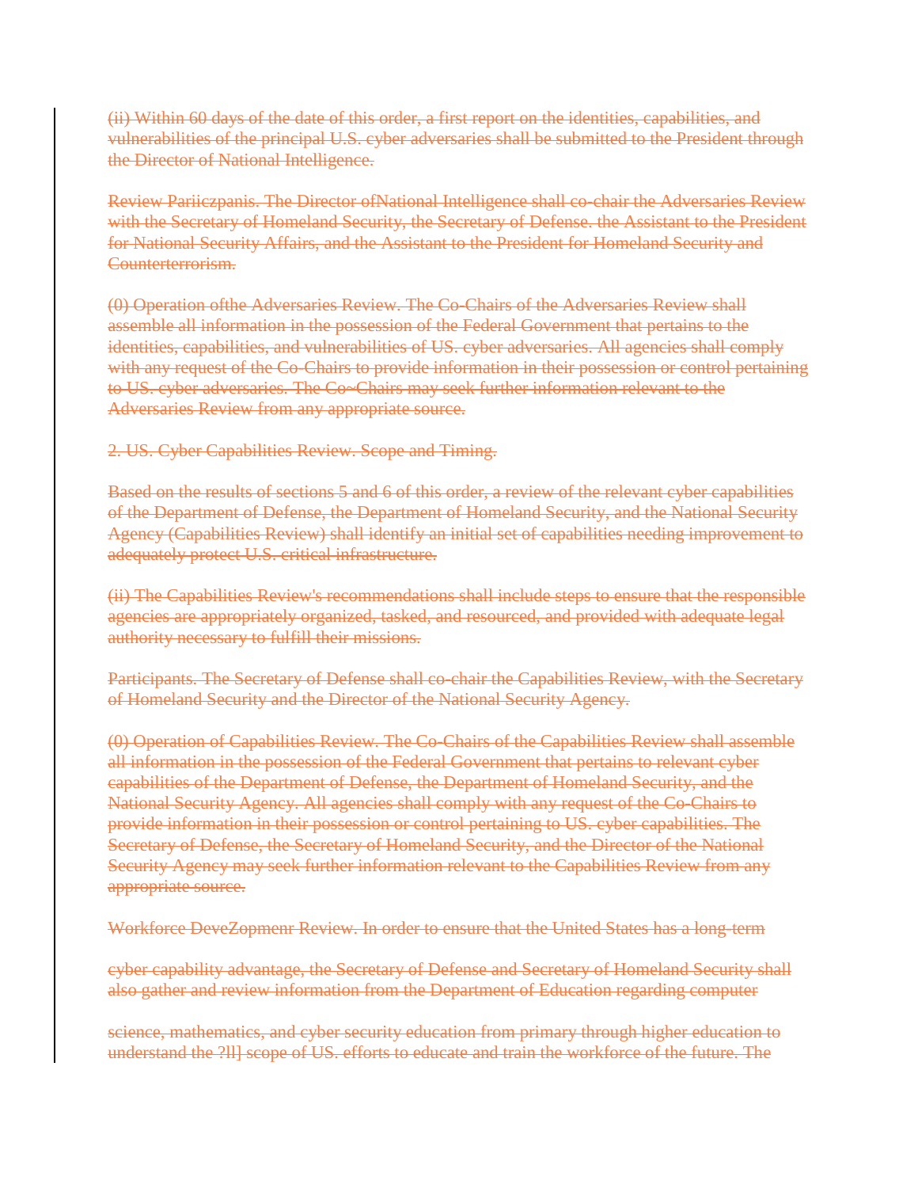~~(ii) Within 60 days of the date of this order, a first report on the identities, capabilities, and vulnerabilities of the principal U.S. cyber adversaries shall be submitted to the President through the Director of National Intelligence.~~

~~Review Pariiczpanis. The Director ofNational Intelligence shall co-chair the Adversaries Review with the Secretary of Homeland Security, the Secretary of Defense. the Assistant to the President for National Security Affairs, and the Assistant to the President for Homeland Security and Counterterrorism.~~

~~(0) Operation ofthe Adversaries Review. The Co-Chairs of the Adversaries Review shall assemble all information in the possession of the Federal Government that pertains to the identities, capabilities, and vulnerabilities of US. cyber adversaries. All agencies shall comply with any request of the Co-Chairs to provide information in their possession or control pertaining to US. cyber adversaries. The Co~Chairs may seek further information relevant to the Adversaries Review from any appropriate source.~~

~~2. US. Cyber Capabilities Review. Scope and Timing.~~

~~Based on the results of sections 5 and 6 of this order, a review of the relevant cyber capabilities of the Department of Defense, the Department of Homeland Security, and the National Security Agency (Capabilities Review) shall identify an initial set of capabilities needing improvement to adequately protect U.S. critical infrastructure.~~

~~(ii) The Capabilities Review's recommendations shall include steps to ensure that the responsible agencies are appropriately organized, tasked, and resourced, and provided with adequate legal authority necessary to fulfill their missions.~~

~~Participants. The Secretary of Defense shall co-chair the Capabilities Review, with the Secretary of Homeland Security and the Director of the National Security Agency.~~

~~(0) Operation of Capabilities Review. The Co-Chairs of the Capabilities Review shall assemble all information in the possession of the Federal Government that pertains to relevant cyber capabilities of the Department of Defense, the Department of Homeland Security, and the National Security Agency. All agencies shall comply with any request of the Co-Chairs to provide information in their possession or control pertaining to US. cyber capabilities. The Secretary of Defense, the Secretary of Homeland Security, and the Director of the National Security Agency may seek further information relevant to the Capabilities Review from any appropriate source.~~

~~Workforce DeveZopmenr Review. In order to ensure that the United States has a long-term~~

~~cyber capability advantage, the Secretary of Defense and Secretary of Homeland Security shall also gather and review information from the Department of Education regarding computer~~

~~science, mathematics, and cyber security education from primary through higher education to understand the ?ll] scope of US. efforts to educate and train the workforce of the future. The~~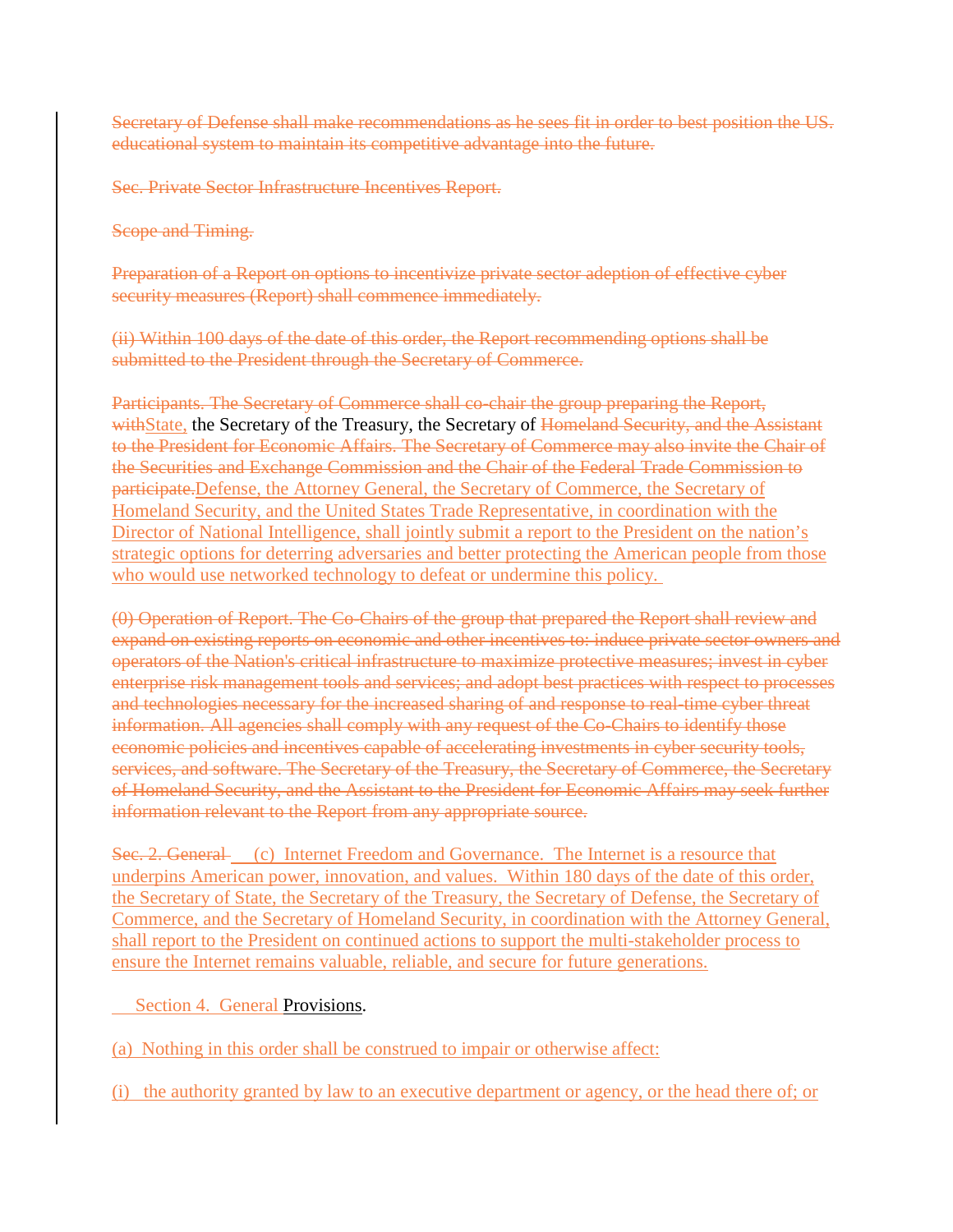~~Secretary of Defense shall make recommendations as he sees fit in order to best position the US. educational system to maintain its competitive advantage into the future.~~

~~Sec. Private Sector Infrastructure Incentives Report.~~

~~Scope and Timing.~~

~~Preparation of a Report on options to incentivize private sector adoption of effective cyber security measures (Report) shall commence immediately.~~

~~(ii) Within 100 days of the date of this order, the Report recommending options shall be submitted to the President through the Secretary of Commerce.~~

~~Participants. The Secretary of Commerce shall co-chair the group preparing the Report, with~~<u>State,</u> the Secretary of the Treasury, the Secretary of ~~Homeland Security, and the Assistant to the President for Economic Affairs. The Secretary of Commerce may also invite the Chair of the Securities and Exchange Commission and the Chair of the Federal Trade Commission to participate.~~<u>Defense, the Attorney General, the Secretary of Commerce, the Secretary of Homeland Security, and the United States Trade Representative, in coordination with the Director of National Intelligence, shall jointly submit a report to the President on the nation's strategic options for deterring adversaries and better protecting the American people from those who would use networked technology to defeat or undermine this policy.</u>

~~(0) Operation of Report. The Co-Chairs of the group that prepared the Report shall review and expand on existing reports on economic and other incentives to: induce private sector owners and operators of the Nation's critical infrastructure to maximize protective measures; invest in cyber enterprise risk management tools and services; and adopt best practices with respect to processes and technologies necessary for the increased sharing of and response to real-time cyber threat information. All agencies shall comply with any request of the Co-Chairs to identify those economic policies and incentives capable of accelerating investments in cyber security tools, services, and software. The Secretary of the Treasury, the Secretary of Commerce, the Secretary of Homeland Security, and the Assistant to the President for Economic Affairs may seek further information relevant to the Report from any appropriate source.~~

~~Sec. 2. General~~ <u>(c) Internet Freedom and Governance. The Internet is a resource that underpins American power, innovation, and values. Within 180 days of the date of this order, the Secretary of State, the Secretary of the Treasury, the Secretary of Defense, the Secretary of Commerce, and the Secretary of Homeland Security, in coordination with the Attorney General, shall report to the President on continued actions to support the multi-stakeholder process to ensure the Internet remains valuable, reliable, and secure for future generations.</u>

<u>Section 4. General</u> Provisions.

<u>(a) Nothing in this order shall be construed to impair or otherwise affect:</u>

<u>(i) the authority granted by law to an executive department or agency, or the head there of; or</u>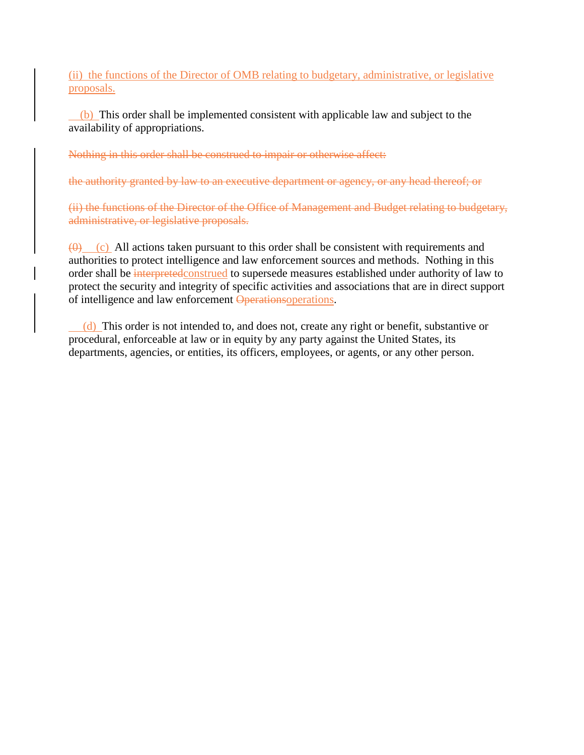(ii) the functions of the Director of OMB relating to budgetary, administrative, or legislative proposals.

(b) This order shall be implemented consistent with applicable law and subject to the availability of appropriations.

~~Nothing in this order shall be construed to impair or otherwise affect:~~

~~the authority granted by law to an executive department or agency, or any head thereof; or~~

~~(ii) the functions of the Director of the Office of Management and Budget relating to budgetary, administrative, or legislative proposals.~~

~~(0)~~ (c) All actions taken pursuant to this order shall be consistent with requirements and authorities to protect intelligence and law enforcement sources and methods. Nothing in this order shall be ~~interpreted~~construed to supersede measures established under authority of law to protect the security and integrity of specific activities and associations that are in direct support of intelligence and law enforcement ~~Operations~~operations.

(d) This order is not intended to, and does not, create any right or benefit, substantive or procedural, enforceable at law or in equity by any party against the United States, its departments, agencies, or entities, its officers, employees, or agents, or any other person.